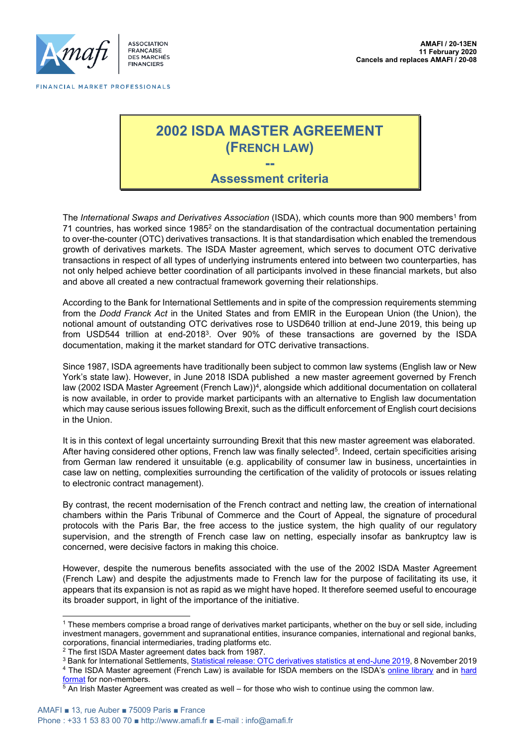AMAFI / 20-13EN
11 February 2020
Cancels and replaces AMAFI / 20-08

# 2002 ISDA MASTER AGREEMENT (FRENCH LAW)

## --

## Assessment criteria

The *International Swaps and Derivatives Association* (ISDA), which counts more than 900 members[1] from 71 countries, has worked since 1985[2] on the standardisation of the contractual documentation pertaining to over-the-counter (OTC) derivatives transactions. It is that standardisation which enabled the tremendous growth of derivatives markets. The ISDA Master agreement, which serves to document OTC derivative transactions in respect of all types of underlying instruments entered into between two counterparties, has not only helped achieve better coordination of all participants involved in these financial markets, but also and above all created a new contractual framework governing their relationships.

According to the Bank for International Settlements and in spite of the compression requirements stemming from the *Dodd Franck Act* in the United States and from EMIR in the European Union (the Union), the notional amount of outstanding OTC derivatives rose to USD640 trillion at end-June 2019, this being up from USD544 trillion at end-2018[3]. Over 90% of these transactions are governed by the ISDA documentation, making it the market standard for OTC derivative transactions.

Since 1987, ISDA agreements have traditionally been subject to common law systems (English law or New York's state law). However, in June 2018 ISDA published a new master agreement governed by French law (2002 ISDA Master Agreement (French Law))[4], alongside which additional documentation on collateral is now available, in order to provide market participants with an alternative to English law documentation which may cause serious issues following Brexit, such as the difficult enforcement of English court decisions in the Union.

It is in this context of legal uncertainty surrounding Brexit that this new master agreement was elaborated. After having considered other options, French law was finally selected[5]. Indeed, certain specificities arising from German law rendered it unsuitable (e.g. applicability of consumer law in business, uncertainties in case law on netting, complexities surrounding the certification of the validity of protocols or issues relating to electronic contract management).

By contrast, the recent modernisation of the French contract and netting law, the creation of international chambers within the Paris Tribunal of Commerce and the Court of Appeal, the signature of procedural protocols with the Paris Bar, the free access to the justice system, the high quality of our regulatory supervision, and the strength of French case law on netting, especially insofar as bankruptcy law is concerned, were decisive factors in making this choice.

However, despite the numerous benefits associated with the use of the 2002 ISDA Master Agreement (French Law) and despite the adjustments made to French law for the purpose of facilitating its use, it appears that its expansion is not as rapid as we might have hoped. It therefore seemed useful to encourage its broader support, in light of the importance of the initiative.

---

[1] These members comprise a broad range of derivatives market participants, whether on the buy or sell side, including investment managers, government and supranational entities, insurance companies, international and regional banks, corporations, financial intermediaries, trading platforms etc.

[2] The first ISDA Master agreement dates back from 1987.

[3] Bank for International Settlements, Statistical release: OTC derivatives statistics at end-June 2019, 8 November 2019

[4] The ISDA Master agreement (French Law) is available for ISDA members on the ISDA's online library and in hard format for non-members.

[5] An Irish Master Agreement was created as well – for those who wish to continue using the common law.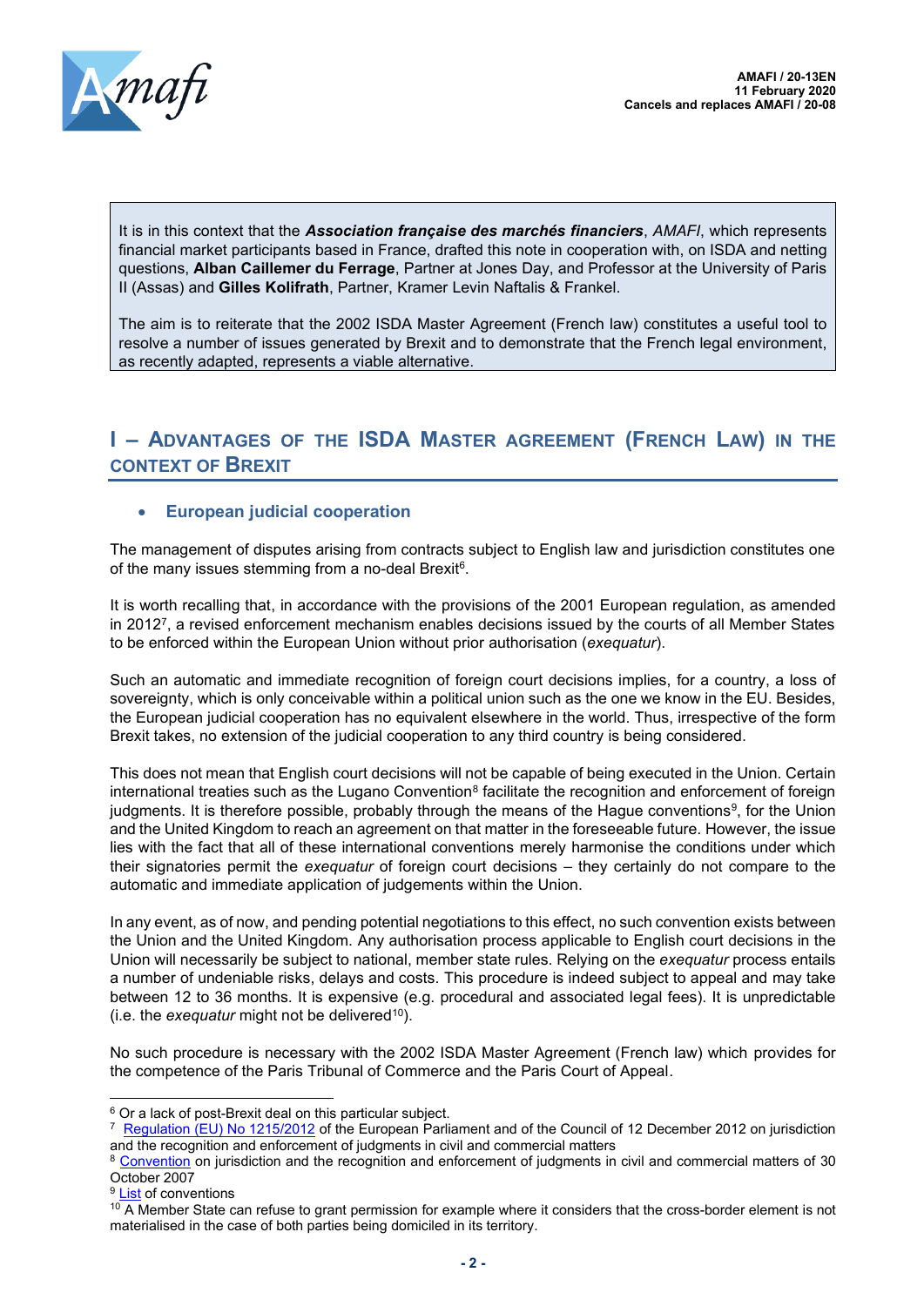It is in this context that the ***Association française des marchés financiers***, *AMAFI*, which represents financial market participants based in France, drafted this note in cooperation with, on ISDA and netting questions, **Alban Caillemer du Ferrage**, Partner at Jones Day, and Professor at the University of Paris II (Assas) and **Gilles Kolifrath**, Partner, Kramer Levin Naftalis & Frankel.

The aim is to reiterate that the 2002 ISDA Master Agreement (French law) constitutes a useful tool to resolve a number of issues generated by Brexit and to demonstrate that the French legal environment, as recently adapted, represents a viable alternative.

## I – Advantages of the ISDA Master Agreement (French Law) in the context of Brexit

- **European judicial cooperation**

The management of disputes arising from contracts subject to English law and jurisdiction constitutes one of the many issues stemming from a no-deal Brexit[6].

It is worth recalling that, in accordance with the provisions of the 2001 European regulation, as amended in 2012[7], a revised enforcement mechanism enables decisions issued by the courts of all Member States to be enforced within the European Union without prior authorisation (*exequatur*).

Such an automatic and immediate recognition of foreign court decisions implies, for a country, a loss of sovereignty, which is only conceivable within a political union such as the one we know in the EU. Besides, the European judicial cooperation has no equivalent elsewhere in the world. Thus, irrespective of the form Brexit takes, no extension of the judicial cooperation to any third country is being considered.

This does not mean that English court decisions will not be capable of being executed in the Union. Certain international treaties such as the Lugano Convention[8] facilitate the recognition and enforcement of foreign judgments. It is therefore possible, probably through the means of the Hague conventions[9], for the Union and the United Kingdom to reach an agreement on that matter in the foreseeable future. However, the issue lies with the fact that all of these international conventions merely harmonise the conditions under which their signatories permit the *exequatur* of foreign court decisions – they certainly do not compare to the automatic and immediate application of judgements within the Union.

In any event, as of now, and pending potential negotiations to this effect, no such convention exists between the Union and the United Kingdom. Any authorisation process applicable to English court decisions in the Union will necessarily be subject to national, member state rules. Relying on the *exequatur* process entails a number of undeniable risks, delays and costs. This procedure is indeed subject to appeal and may take between 12 to 36 months. It is expensive (e.g. procedural and associated legal fees). It is unpredictable (i.e. the *exequatur* might not be delivered[10]).

No such procedure is necessary with the 2002 ISDA Master Agreement (French law) which provides for the competence of the Paris Tribunal of Commerce and the Paris Court of Appeal.

---

[6] Or a lack of post-Brexit deal on this particular subject.

[7] Regulation (EU) No 1215/2012 of the European Parliament and of the Council of 12 December 2012 on jurisdiction and the recognition and enforcement of judgments in civil and commercial matters

[8] Convention on jurisdiction and the recognition and enforcement of judgments in civil and commercial matters of 30 October 2007

[9] List of conventions

[10] A Member State can refuse to grant permission for example where it considers that the cross-border element is not materialised in the case of both parties being domiciled in its territory.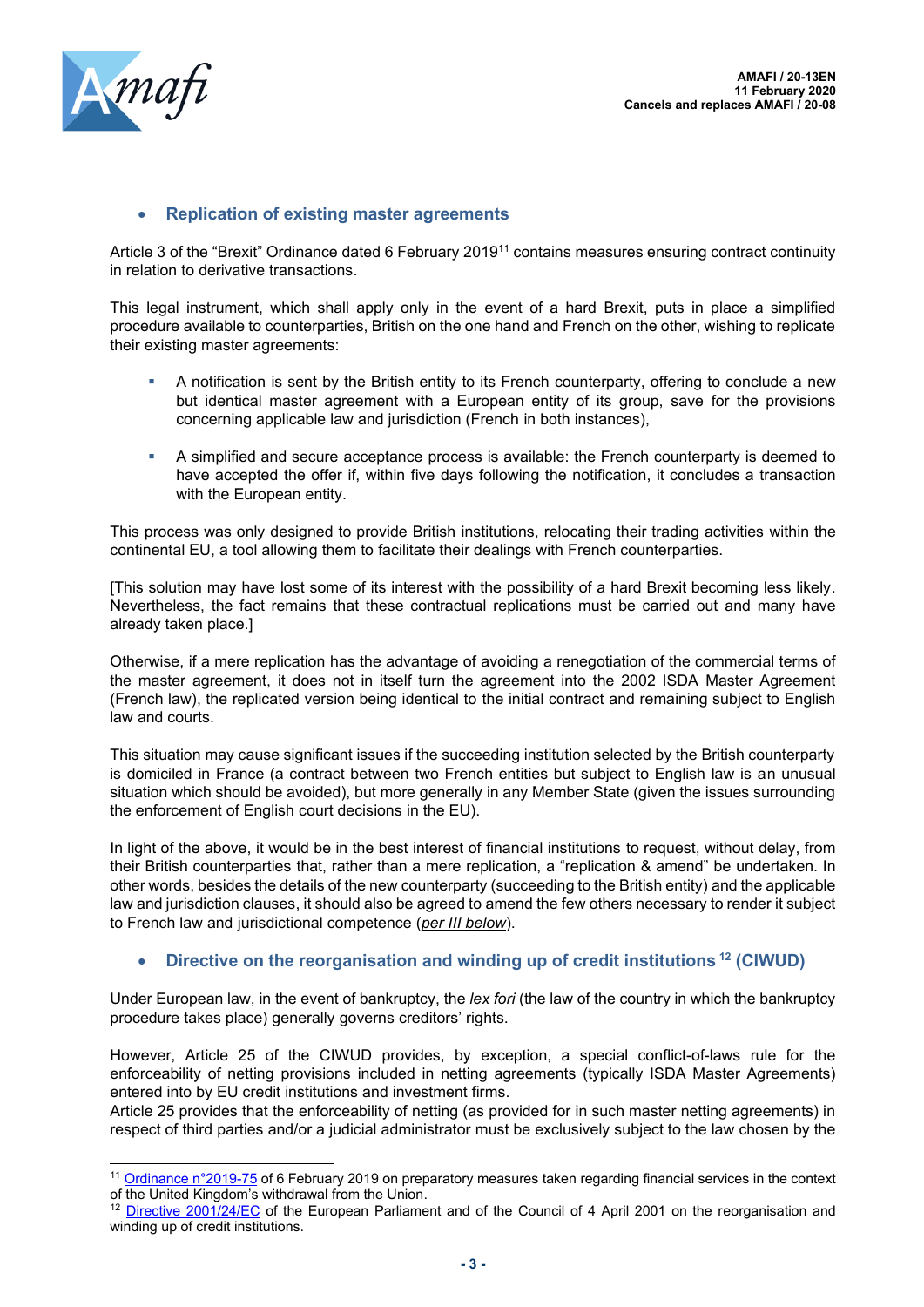- **Replication of existing master agreements**

Article 3 of the "Brexit" Ordinance dated 6 February 2019[11] contains measures ensuring contract continuity in relation to derivative transactions.

This legal instrument, which shall apply only in the event of a hard Brexit, puts in place a simplified procedure available to counterparties, British on the one hand and French on the other, wishing to replicate their existing master agreements:

- A notification is sent by the British entity to its French counterparty, offering to conclude a new but identical master agreement with a European entity of its group, save for the provisions concerning applicable law and jurisdiction (French in both instances),
- A simplified and secure acceptance process is available: the French counterparty is deemed to have accepted the offer if, within five days following the notification, it concludes a transaction with the European entity.

This process was only designed to provide British institutions, relocating their trading activities within the continental EU, a tool allowing them to facilitate their dealings with French counterparties.

[This solution may have lost some of its interest with the possibility of a hard Brexit becoming less likely. Nevertheless, the fact remains that these contractual replications must be carried out and many have already taken place.]

Otherwise, if a mere replication has the advantage of avoiding a renegotiation of the commercial terms of the master agreement, it does not in itself turn the agreement into the 2002 ISDA Master Agreement (French law), the replicated version being identical to the initial contract and remaining subject to English law and courts.

This situation may cause significant issues if the succeeding institution selected by the British counterparty is domiciled in France (a contract between two French entities but subject to English law is an unusual situation which should be avoided), but more generally in any Member State (given the issues surrounding the enforcement of English court decisions in the EU).

In light of the above, it would be in the best interest of financial institutions to request, without delay, from their British counterparties that, rather than a mere replication, a "replication & amend" be undertaken. In other words, besides the details of the new counterparty (succeeding to the British entity) and the applicable law and jurisdiction clauses, it should also be agreed to amend the few others necessary to render it subject to French law and jurisdictional competence (*per III below*).

- **Directive on the reorganisation and winding up of credit institutions [12] (CIWUD)**

Under European law, in the event of bankruptcy, the *lex fori* (the law of the country in which the bankruptcy procedure takes place) generally governs creditors' rights.

However, Article 25 of the CIWUD provides, by exception, a special conflict-of-laws rule for the enforceability of netting provisions included in netting agreements (typically ISDA Master Agreements) entered into by EU credit institutions and investment firms.
Article 25 provides that the enforceability of netting (as provided for in such master netting agreements) in respect of third parties and/or a judicial administrator must be exclusively subject to the law chosen by the

[11] Ordinance n°2019-75 of 6 February 2019 on preparatory measures taken regarding financial services in the context of the United Kingdom's withdrawal from the Union.
[12] Directive 2001/24/EC of the European Parliament and of the Council of 4 April 2001 on the reorganisation and winding up of credit institutions.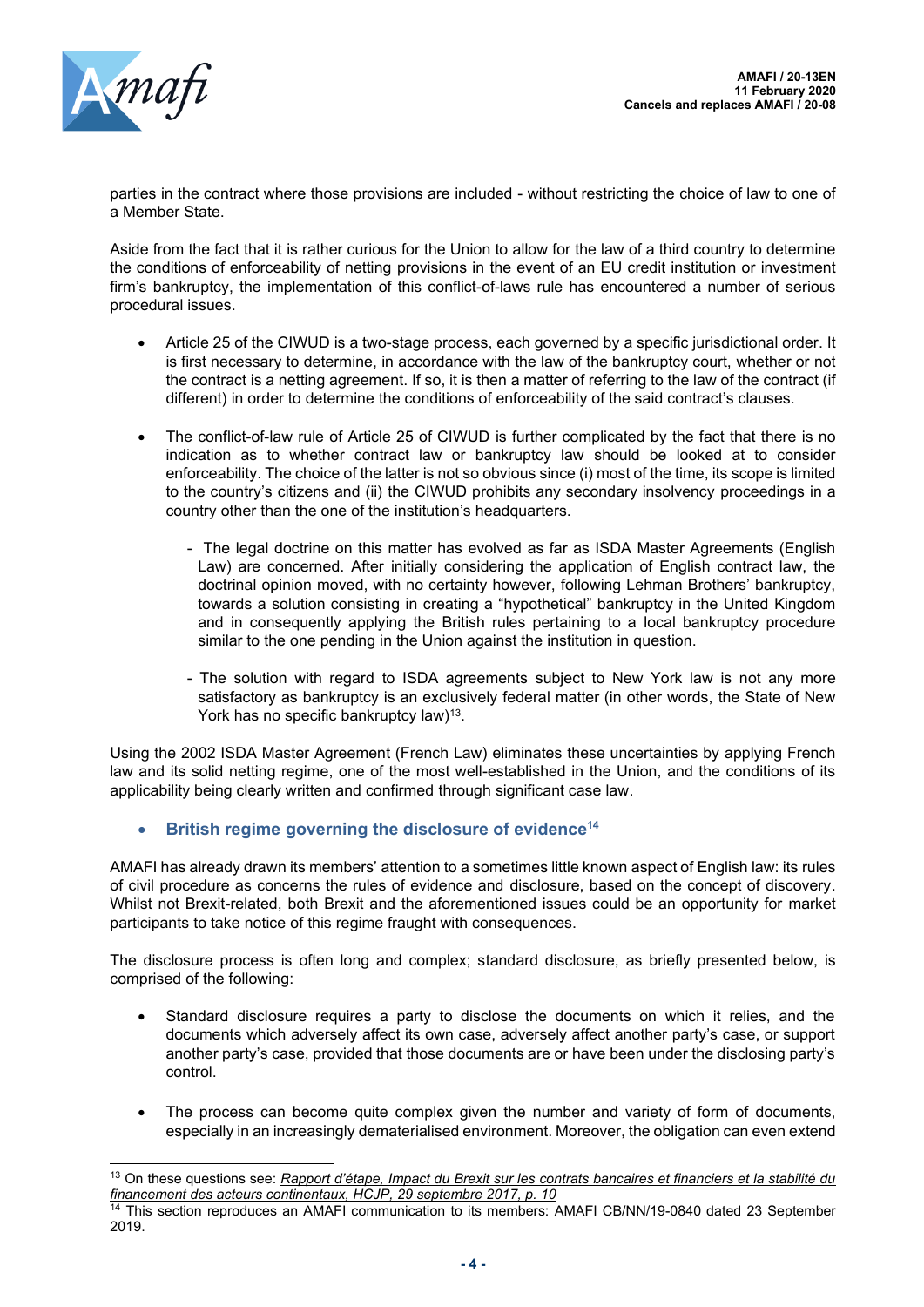parties in the contract where those provisions are included - without restricting the choice of law to one of a Member State.

Aside from the fact that it is rather curious for the Union to allow for the law of a third country to determine the conditions of enforceability of netting provisions in the event of an EU credit institution or investment firm's bankruptcy, the implementation of this conflict-of-laws rule has encountered a number of serious procedural issues.

- Article 25 of the CIWUD is a two-stage process, each governed by a specific jurisdictional order. It is first necessary to determine, in accordance with the law of the bankruptcy court, whether or not the contract is a netting agreement. If so, it is then a matter of referring to the law of the contract (if different) in order to determine the conditions of enforceability of the said contract's clauses.

- The conflict-of-law rule of Article 25 of CIWUD is further complicated by the fact that there is no indication as to whether contract law or bankruptcy law should be looked at to consider enforceability. The choice of the latter is not so obvious since (i) most of the time, its scope is limited to the country's citizens and (ii) the CIWUD prohibits any secondary insolvency proceedings in a country other than the one of the institution's headquarters.

    - The legal doctrine on this matter has evolved as far as ISDA Master Agreements (English Law) are concerned. After initially considering the application of English contract law, the doctrinal opinion moved, with no certainty however, following Lehman Brothers' bankruptcy, towards a solution consisting in creating a "hypothetical" bankruptcy in the United Kingdom and in consequently applying the British rules pertaining to a local bankruptcy procedure similar to the one pending in the Union against the institution in question.

    - The solution with regard to ISDA agreements subject to New York law is not any more satisfactory as bankruptcy is an exclusively federal matter (in other words, the State of New York has no specific bankruptcy law)[13].

Using the 2002 ISDA Master Agreement (French Law) eliminates these uncertainties by applying French law and its solid netting regime, one of the most well-established in the Union, and the conditions of its applicability being clearly written and confirmed through significant case law.

- **British regime governing the disclosure of evidence[14]**

AMAFI has already drawn its members' attention to a sometimes little known aspect of English law: its rules of civil procedure as concerns the rules of evidence and disclosure, based on the concept of discovery. Whilst not Brexit-related, both Brexit and the aforementioned issues could be an opportunity for market participants to take notice of this regime fraught with consequences.

The disclosure process is often long and complex; standard disclosure, as briefly presented below, is comprised of the following:

- Standard disclosure requires a party to disclose the documents on which it relies, and the documents which adversely affect its own case, adversely affect another party's case, or support another party's case, provided that those documents are or have been under the disclosing party's control.

- The process can become quite complex given the number and variety of form of documents, especially in an increasingly dematerialised environment. Moreover, the obligation can even extend

---

[13] On these questions see: *Rapport d'étape, Impact du Brexit sur les contrats bancaires et financiers et la stabilité du financement des acteurs continentaux, HCJP, 29 septembre 2017, p. 10*

[14] This section reproduces an AMAFI communication to its members: AMAFI CB/NN/19-0840 dated 23 September 2019.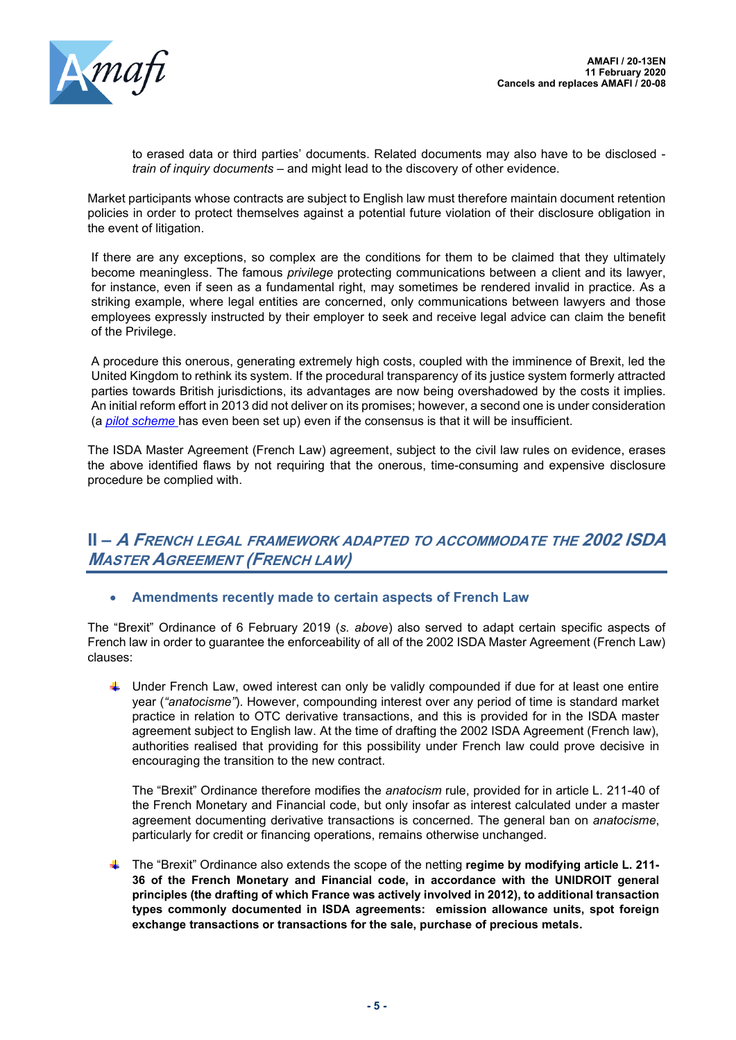to erased data or third parties' documents. Related documents may also have to be disclosed - *train of inquiry documents* – and might lead to the discovery of other evidence.

Market participants whose contracts are subject to English law must therefore maintain document retention policies in order to protect themselves against a potential future violation of their disclosure obligation in the event of litigation.

If there are any exceptions, so complex are the conditions for them to be claimed that they ultimately become meaningless. The famous *privilege* protecting communications between a client and its lawyer, for instance, even if seen as a fundamental right, may sometimes be rendered invalid in practice. As a striking example, where legal entities are concerned, only communications between lawyers and those employees expressly instructed by their employer to seek and receive legal advice can claim the benefit of the Privilege.

A procedure this onerous, generating extremely high costs, coupled with the imminence of Brexit, led the United Kingdom to rethink its system. If the procedural transparency of its justice system formerly attracted parties towards British jurisdictions, its advantages are now being overshadowed by the costs it implies. An initial reform effort in 2013 did not deliver on its promises; however, a second one is under consideration (a *pilot scheme* has even been set up) even if the consensus is that it will be insufficient.

The ISDA Master Agreement (French Law) agreement, subject to the civil law rules on evidence, erases the above identified flaws by not requiring that the onerous, time-consuming and expensive disclosure procedure be complied with.

## II – *A French legal framework adapted to accommodate the 2002 ISDA Master Agreement (French law)*

- **Amendments recently made to certain aspects of French Law**

The "Brexit" Ordinance of 6 February 2019 (*s. above*) also served to adapt certain specific aspects of French law in order to guarantee the enforceability of all of the 2002 ISDA Master Agreement (French Law) clauses:

- Under French Law, owed interest can only be validly compounded if due for at least one entire year (*"anatocisme"*). However, compounding interest over any period of time is standard market practice in relation to OTC derivative transactions, and this is provided for in the ISDA master agreement subject to English law. At the time of drafting the 2002 ISDA Agreement (French law), authorities realised that providing for this possibility under French law could prove decisive in encouraging the transition to the new contract.

  The "Brexit" Ordinance therefore modifies the *anatocism* rule, provided for in article L. 211-40 of the French Monetary and Financial code, but only insofar as interest calculated under a master agreement documenting derivative transactions is concerned. The general ban on *anatocisme*, particularly for credit or financing operations, remains otherwise unchanged.

- The "Brexit" Ordinance also extends the scope of the netting **regime by modifying article L. 211-36 of the French Monetary and Financial code, in accordance with the UNIDROIT general principles (the drafting of which France was actively involved in 2012), to additional transaction types commonly documented in ISDA agreements: emission allowance units, spot foreign exchange transactions or transactions for the sale, purchase of precious metals.**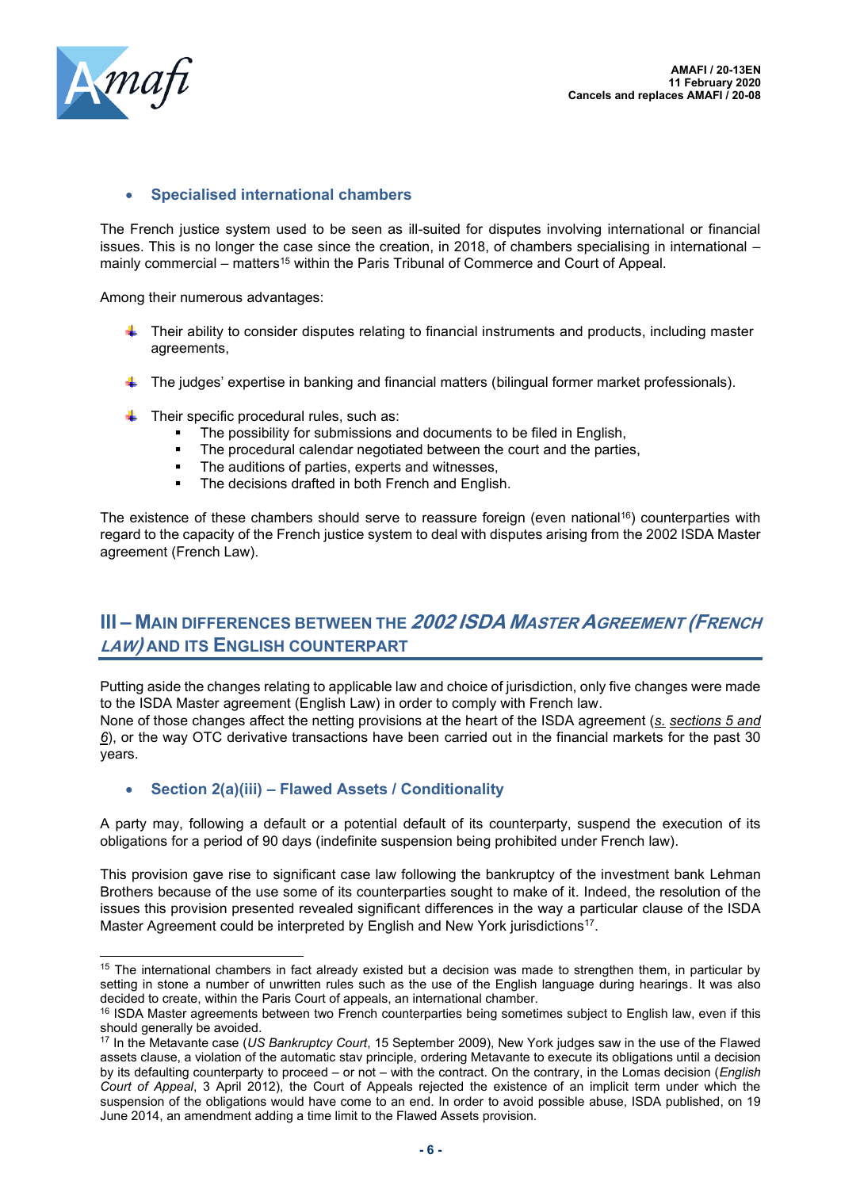- **Specialised international chambers**

The French justice system used to be seen as ill-suited for disputes involving international or financial issues. This is no longer the case since the creation, in 2018, of chambers specialising in international – mainly commercial – matters[15] within the Paris Tribunal of Commerce and Court of Appeal.

Among their numerous advantages:

- Their ability to consider disputes relating to financial instruments and products, including master agreements,

- The judges' expertise in banking and financial matters (bilingual former market professionals).

- Their specific procedural rules, such as:
    - The possibility for submissions and documents to be filed in English,
    - The procedural calendar negotiated between the court and the parties,
    - The auditions of parties, experts and witnesses,
    - The decisions drafted in both French and English.

The existence of these chambers should serve to reassure foreign (even national[16]) counterparties with regard to the capacity of the French justice system to deal with disputes arising from the 2002 ISDA Master agreement (French Law).

## III – Main differences between the *2002 ISDA Master Agreement (French Law)* and its English counterpart

Putting aside the changes relating to applicable law and choice of jurisdiction, only five changes were made to the ISDA Master agreement (English Law) in order to comply with French law.
None of those changes affect the netting provisions at the heart of the ISDA agreement (*s. sections 5 and 6*), or the way OTC derivative transactions have been carried out in the financial markets for the past 30 years.

- **Section 2(a)(iii) – Flawed Assets / Conditionality**

A party may, following a default or a potential default of its counterparty, suspend the execution of its obligations for a period of 90 days (indefinite suspension being prohibited under French law).

This provision gave rise to significant case law following the bankruptcy of the investment bank Lehman Brothers because of the use some of its counterparties sought to make of it. Indeed, the resolution of the issues this provision presented revealed significant differences in the way a particular clause of the ISDA Master Agreement could be interpreted by English and New York jurisdictions[17].

---

[15] The international chambers in fact already existed but a decision was made to strengthen them, in particular by setting in stone a number of unwritten rules such as the use of the English language during hearings. It was also decided to create, within the Paris Court of appeals, an international chamber.

[16] ISDA Master agreements between two French counterparties being sometimes subject to English law, even if this should generally be avoided.

[17] In the Metavante case (*US Bankruptcy Court*, 15 September 2009), New York judges saw in the use of the Flawed assets clause, a violation of the automatic stav principle, ordering Metavante to execute its obligations until a decision by its defaulting counterparty to proceed – or not – with the contract. On the contrary, in the Lomas decision (*English Court of Appeal*, 3 April 2012), the Court of Appeals rejected the existence of an implicit term under which the suspension of the obligations would have come to an end. In order to avoid possible abuse, ISDA published, on 19 June 2014, an amendment adding a time limit to the Flawed Assets provision.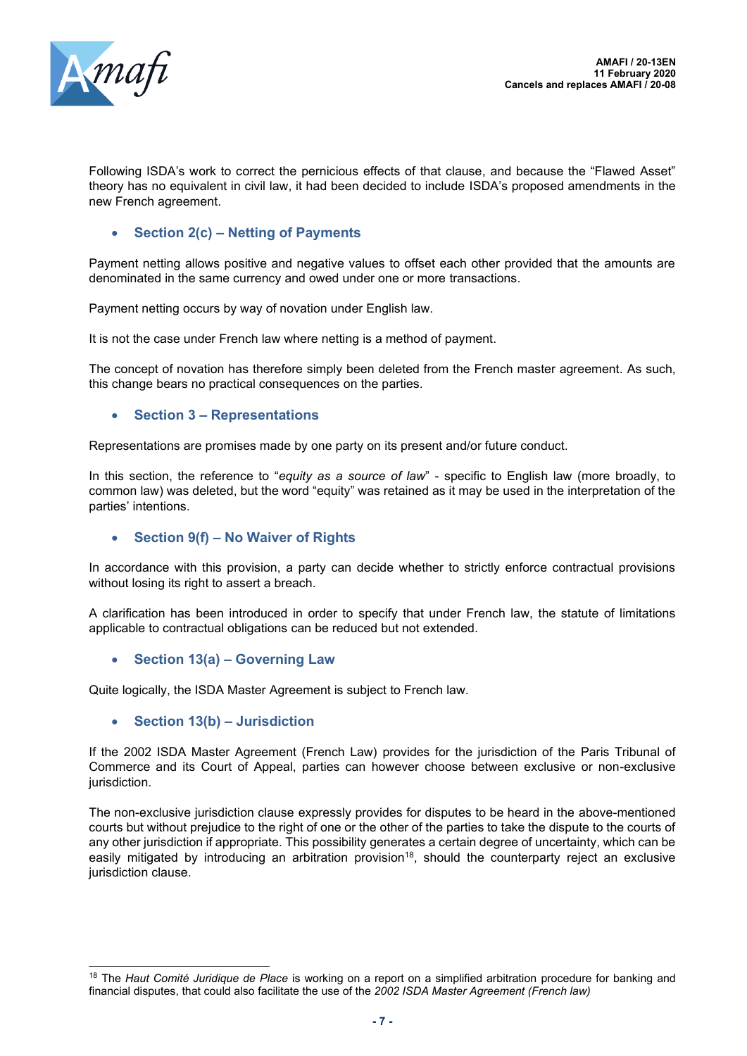Following ISDA's work to correct the pernicious effects of that clause, and because the "Flawed Asset" theory has no equivalent in civil law, it had been decided to include ISDA's proposed amendments in the new French agreement.

- **Section 2(c) – Netting of Payments**

Payment netting allows positive and negative values to offset each other provided that the amounts are denominated in the same currency and owed under one or more transactions.

Payment netting occurs by way of novation under English law.

It is not the case under French law where netting is a method of payment.

The concept of novation has therefore simply been deleted from the French master agreement. As such, this change bears no practical consequences on the parties.

- **Section 3 – Representations**

Representations are promises made by one party on its present and/or future conduct.

In this section, the reference to "*equity as a source of law*" - specific to English law (more broadly, to common law) was deleted, but the word "equity" was retained as it may be used in the interpretation of the parties' intentions.

- **Section 9(f) – No Waiver of Rights**

In accordance with this provision, a party can decide whether to strictly enforce contractual provisions without losing its right to assert a breach.

A clarification has been introduced in order to specify that under French law, the statute of limitations applicable to contractual obligations can be reduced but not extended.

- **Section 13(a) – Governing Law**

Quite logically, the ISDA Master Agreement is subject to French law.

- **Section 13(b) – Jurisdiction**

If the 2002 ISDA Master Agreement (French Law) provides for the jurisdiction of the Paris Tribunal of Commerce and its Court of Appeal, parties can however choose between exclusive or non-exclusive jurisdiction.

The non-exclusive jurisdiction clause expressly provides for disputes to be heard in the above-mentioned courts but without prejudice to the right of one or the other of the parties to take the dispute to the courts of any other jurisdiction if appropriate. This possibility generates a certain degree of uncertainty, which can be easily mitigated by introducing an arbitration provision[18], should the counterparty reject an exclusive jurisdiction clause.

---

[18] The *Haut Comité Juridique de Place* is working on a report on a simplified arbitration procedure for banking and financial disputes, that could also facilitate the use of the *2002 ISDA Master Agreement (French law)*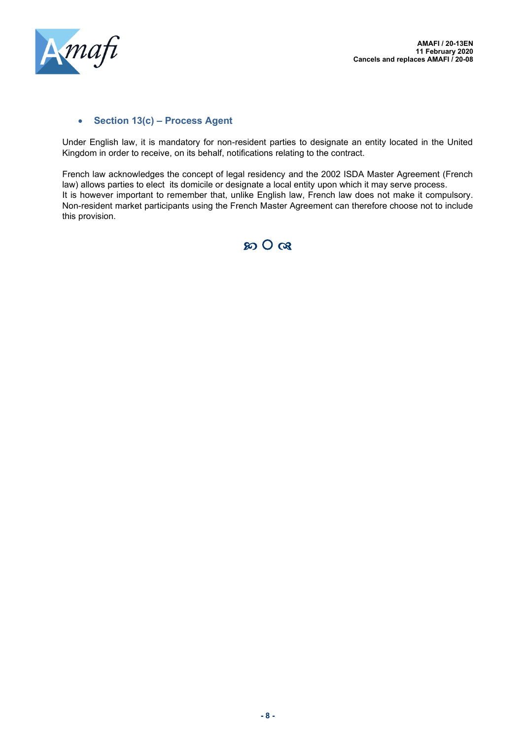- **Section 13(c) – Process Agent**

Under English law, it is mandatory for non-resident parties to designate an entity located in the United Kingdom in order to receive, on its behalf, notifications relating to the contract.

French law acknowledges the concept of legal residency and the 2002 ISDA Master Agreement (French law) allows parties to elect its domicile or designate a local entity upon which it may serve process.
It is however important to remember that, unlike English law, French law does not make it compulsory. Non-resident market participants using the French Master Agreement can therefore choose not to include this provision.

ꕤ O ꕤ